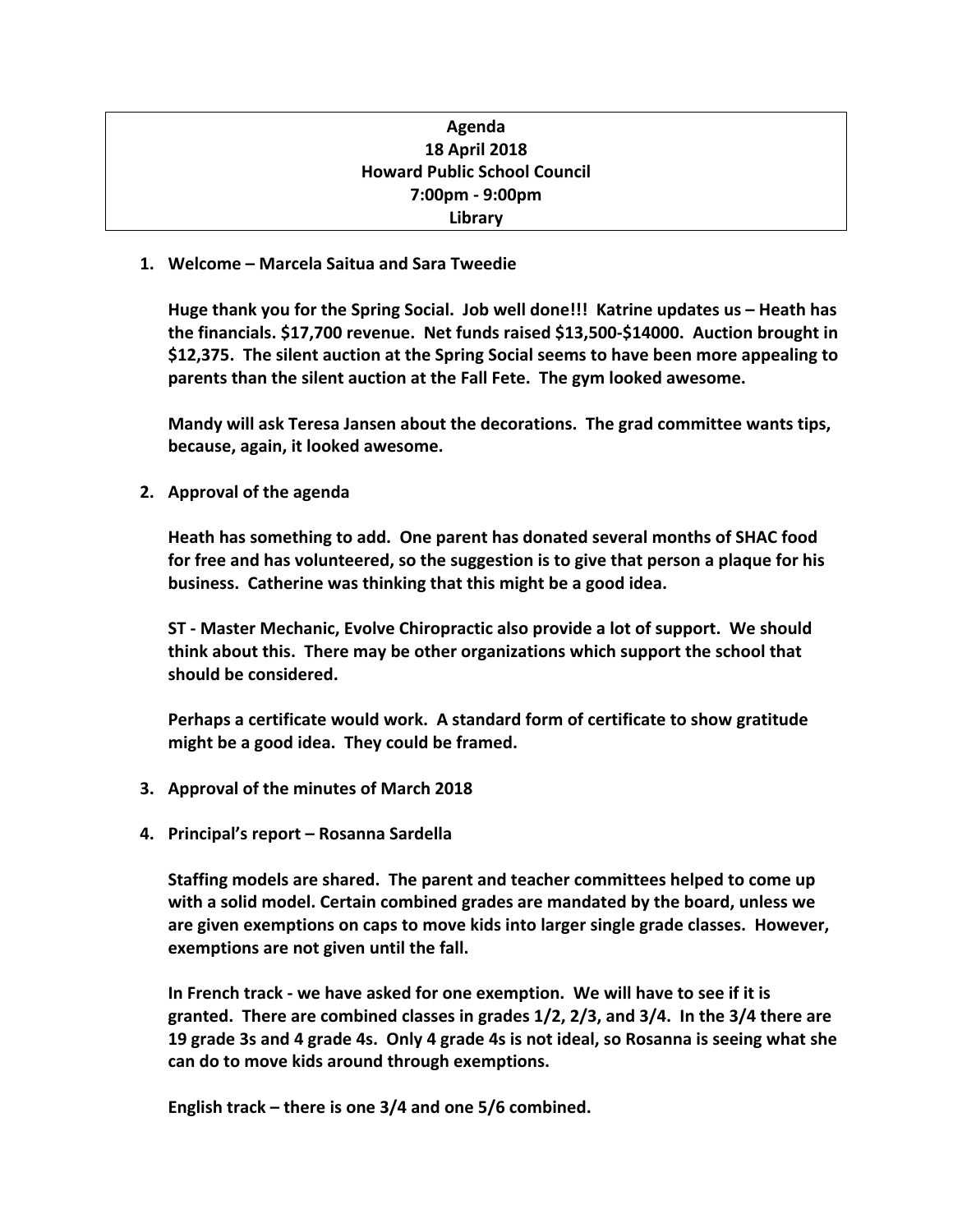**Agenda**
**18 April 2018**
**Howard Public School Council**
**7:00pm - 9:00pm**
**Library**

1. **Welcome – Marcela Saitua and Sara Tweedie**

   **Huge thank you for the Spring Social. Job well done!!! Katrine updates us – Heath has the financials. $17,700 revenue. Net funds raised $13,500-$14000. Auction brought in $12,375. The silent auction at the Spring Social seems to have been more appealing to parents than the silent auction at the Fall Fete. The gym looked awesome.**

   **Mandy will ask Teresa Jansen about the decorations. The grad committee wants tips, because, again, it looked awesome.**

2. **Approval of the agenda**

   **Heath has something to add. One parent has donated several months of SHAC food for free and has volunteered, so the suggestion is to give that person a plaque for his business. Catherine was thinking that this might be a good idea.**

   **ST - Master Mechanic, Evolve Chiropractic also provide a lot of support. We should think about this. There may be other organizations which support the school that should be considered.**

   **Perhaps a certificate would work. A standard form of certificate to show gratitude might be a good idea. They could be framed.**

3. **Approval of the minutes of March 2018**

4. **Principal's report – Rosanna Sardella**

   **Staffing models are shared. The parent and teacher committees helped to come up with a solid model. Certain combined grades are mandated by the board, unless we are given exemptions on caps to move kids into larger single grade classes. However, exemptions are not given until the fall.**

   **In French track - we have asked for one exemption. We will have to see if it is granted. There are combined classes in grades 1/2, 2/3, and 3/4. In the 3/4 there are 19 grade 3s and 4 grade 4s. Only 4 grade 4s is not ideal, so Rosanna is seeing what she can do to move kids around through exemptions.**

   **English track – there is one 3/4 and one 5/6 combined.**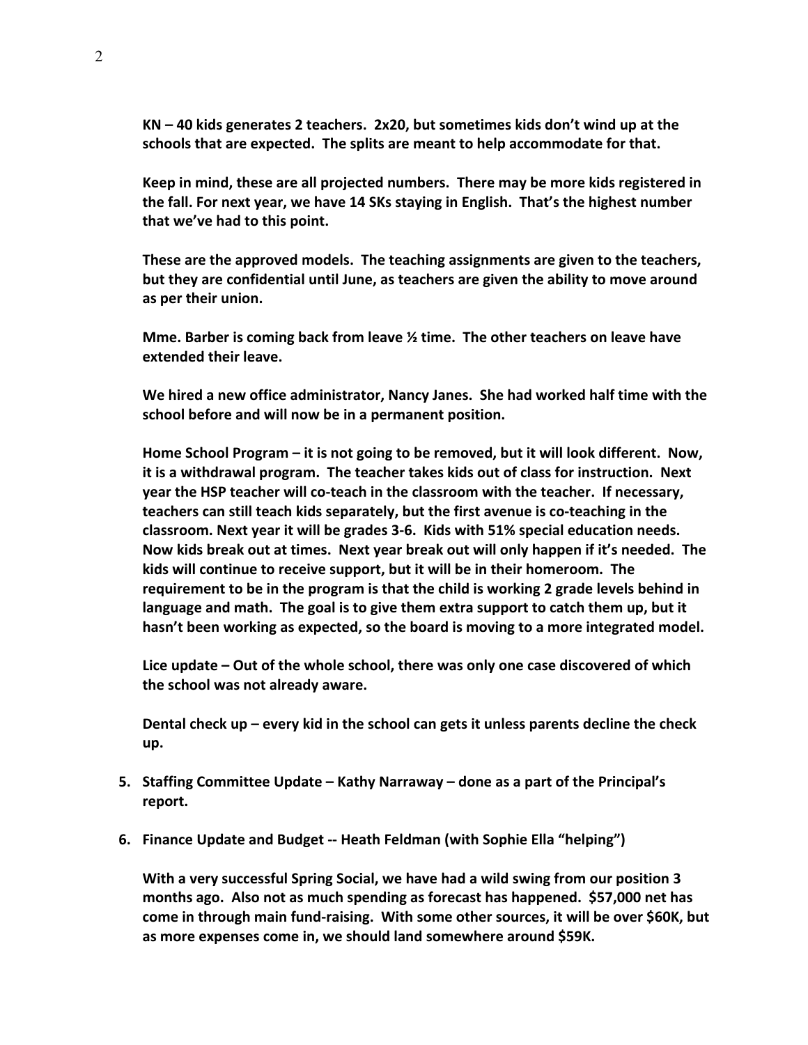**KN – 40 kids generates 2 teachers. 2x20, but sometimes kids don't wind up at the schools that are expected. The splits are meant to help accommodate for that.**

**Keep in mind, these are all projected numbers. There may be more kids registered in the fall. For next year, we have 14 SKs staying in English. That's the highest number that we've had to this point.**

**These are the approved models. The teaching assignments are given to the teachers, but they are confidential until June, as teachers are given the ability to move around as per their union.**

**Mme. Barber is coming back from leave ½ time. The other teachers on leave have extended their leave.**

**We hired a new office administrator, Nancy Janes. She had worked half time with the school before and will now be in a permanent position.**

**Home School Program – it is not going to be removed, but it will look different. Now, it is a withdrawal program. The teacher takes kids out of class for instruction. Next year the HSP teacher will co-teach in the classroom with the teacher. If necessary, teachers can still teach kids separately, but the first avenue is co-teaching in the classroom. Next year it will be grades 3-6. Kids with 51% special education needs. Now kids break out at times. Next year break out will only happen if it's needed. The kids will continue to receive support, but it will be in their homeroom. The requirement to be in the program is that the child is working 2 grade levels behind in language and math. The goal is to give them extra support to catch them up, but it hasn't been working as expected, so the board is moving to a more integrated model.**

**Lice update – Out of the whole school, there was only one case discovered of which the school was not already aware.**

**Dental check up – every kid in the school can gets it unless parents decline the check up.**

5. **Staffing Committee Update – Kathy Narraway – done as a part of the Principal's report.**

6. **Finance Update and Budget -- Heath Feldman (with Sophie Ella "helping")**

   **With a very successful Spring Social, we have had a wild swing from our position 3 months ago. Also not as much spending as forecast has happened. $57,000 net has come in through main fund-raising. With some other sources, it will be over $60K, but as more expenses come in, we should land somewhere around $59K.**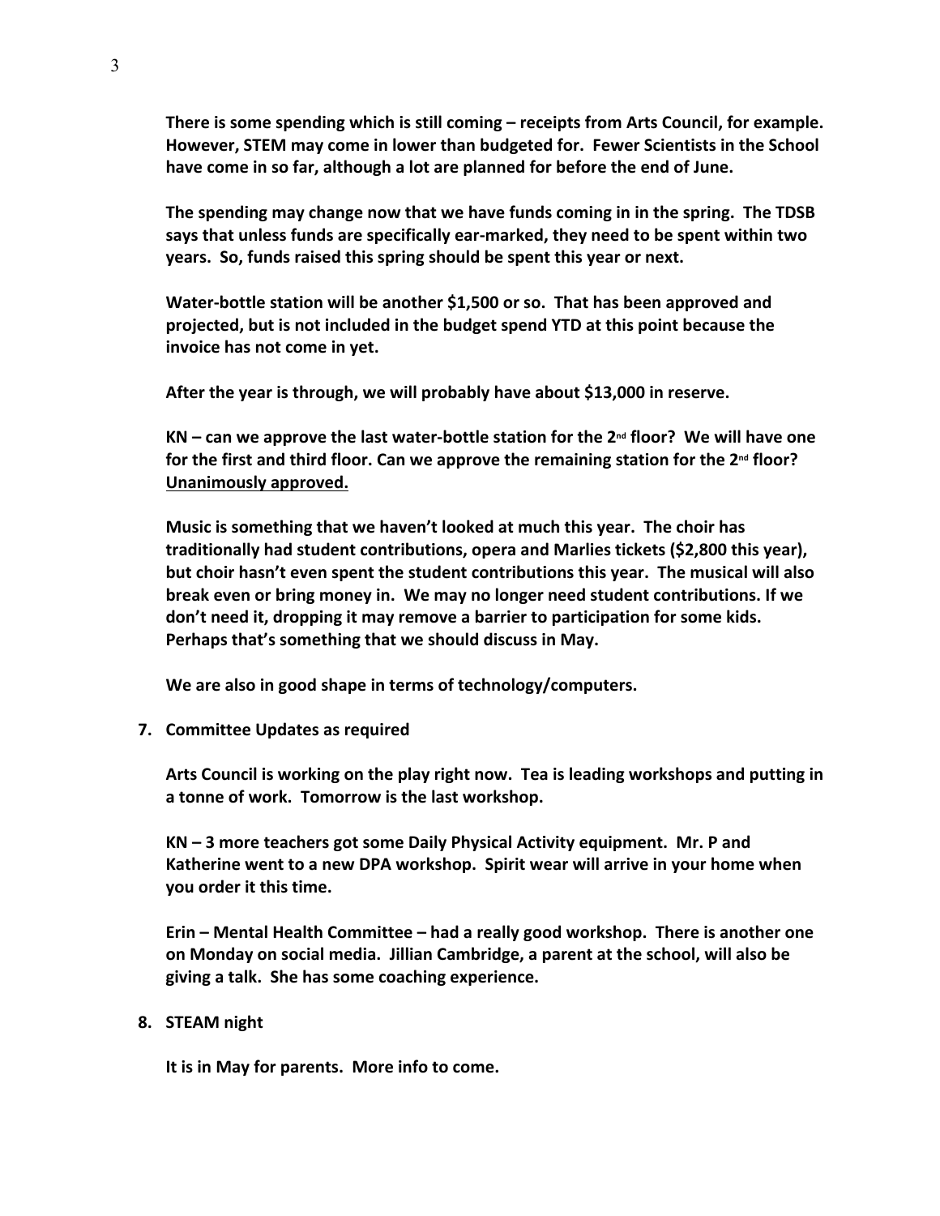**There is some spending which is still coming – receipts from Arts Council, for example. However, STEM may come in lower than budgeted for. Fewer Scientists in the School have come in so far, although a lot are planned for before the end of June.**

**The spending may change now that we have funds coming in in the spring. The TDSB says that unless funds are specifically ear-marked, they need to be spent within two years. So, funds raised this spring should be spent this year or next.**

**Water-bottle station will be another $1,500 or so. That has been approved and projected, but is not included in the budget spend YTD at this point because the invoice has not come in yet.**

**After the year is through, we will probably have about $13,000 in reserve.**

**KN – can we approve the last water-bottle station for the 2nd floor? We will have one for the first and third floor. Can we approve the remaining station for the 2nd floor? <u>Unanimously approved.</u>**

**Music is something that we haven't looked at much this year. The choir has traditionally had student contributions, opera and Marlies tickets ($2,800 this year), but choir hasn't even spent the student contributions this year. The musical will also break even or bring money in. We may no longer need student contributions. If we don't need it, dropping it may remove a barrier to participation for some kids. Perhaps that's something that we should discuss in May.**

**We are also in good shape in terms of technology/computers.**

7. **Committee Updates as required**

   **Arts Council is working on the play right now. Tea is leading workshops and putting in a tonne of work. Tomorrow is the last workshop.**

   **KN – 3 more teachers got some Daily Physical Activity equipment. Mr. P and Katherine went to a new DPA workshop. Spirit wear will arrive in your home when you order it this time.**

   **Erin – Mental Health Committee – had a really good workshop. There is another one on Monday on social media. Jillian Cambridge, a parent at the school, will also be giving a talk. She has some coaching experience.**

8. **STEAM night**

   **It is in May for parents. More info to come.**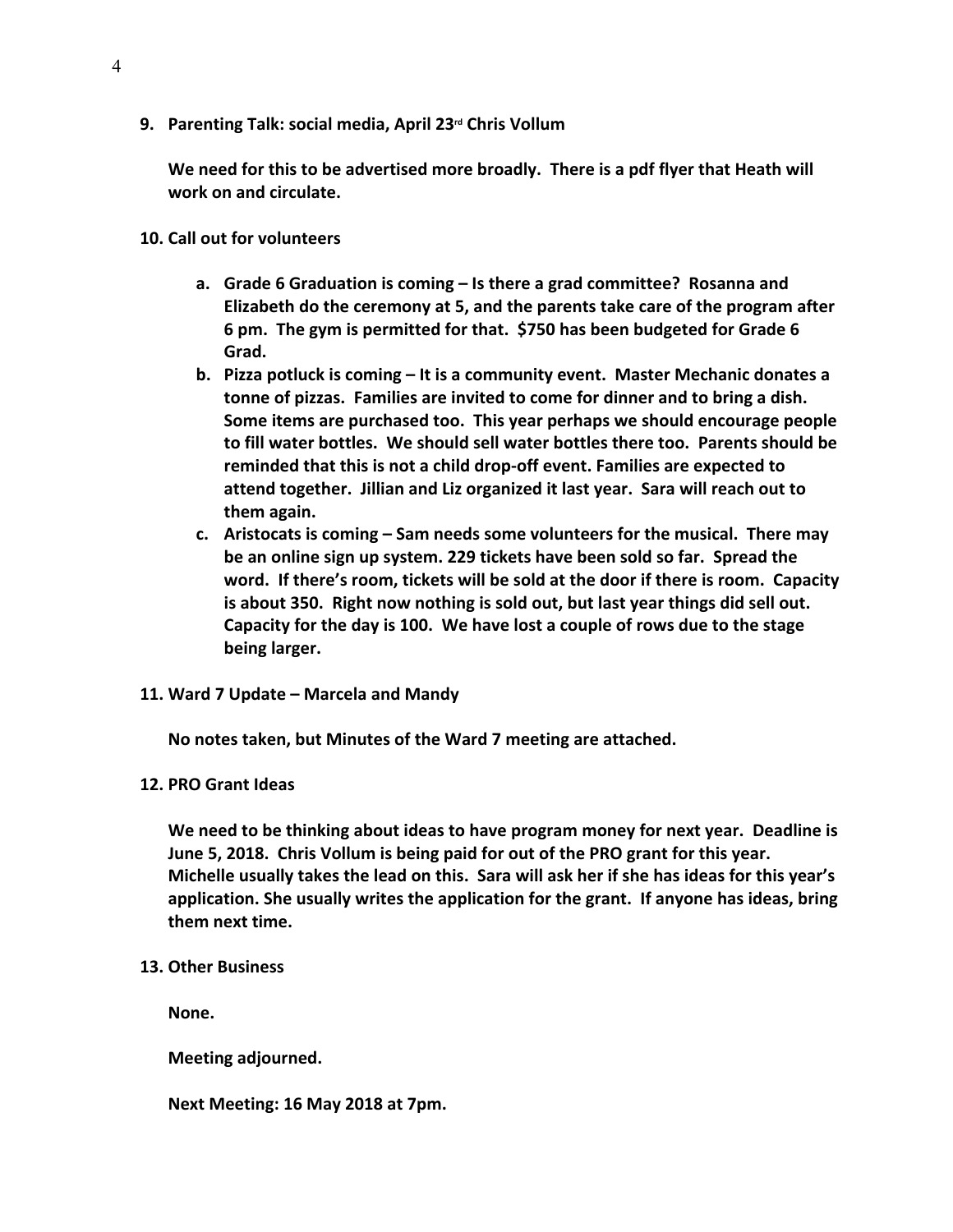**9. Parenting Talk: social media, April 23rd Chris Vollum**

**We need for this to be advertised more broadly. There is a pdf flyer that Heath will work on and circulate.**

**10. Call out for volunteers**

a. **Grade 6 Graduation is coming – Is there a grad committee? Rosanna and Elizabeth do the ceremony at 5, and the parents take care of the program after 6 pm. The gym is permitted for that. $750 has been budgeted for Grade 6 Grad.**
b. **Pizza potluck is coming – It is a community event. Master Mechanic donates a tonne of pizzas. Families are invited to come for dinner and to bring a dish. Some items are purchased too. This year perhaps we should encourage people to fill water bottles. We should sell water bottles there too. Parents should be reminded that this is not a child drop-off event. Families are expected to attend together. Jillian and Liz organized it last year. Sara will reach out to them again.**
c. **Aristocats is coming – Sam needs some volunteers for the musical. There may be an online sign up system. 229 tickets have been sold so far. Spread the word. If there's room, tickets will be sold at the door if there is room. Capacity is about 350. Right now nothing is sold out, but last year things did sell out. Capacity for the day is 100. We have lost a couple of rows due to the stage being larger.**

**11. Ward 7 Update – Marcela and Mandy**

**No notes taken, but Minutes of the Ward 7 meeting are attached.**

**12. PRO Grant Ideas**

**We need to be thinking about ideas to have program money for next year. Deadline is June 5, 2018. Chris Vollum is being paid for out of the PRO grant for this year. Michelle usually takes the lead on this. Sara will ask her if she has ideas for this year's application. She usually writes the application for the grant. If anyone has ideas, bring them next time.**

**13. Other Business**

**None.**

**Meeting adjourned.**

**Next Meeting: 16 May 2018 at 7pm.**